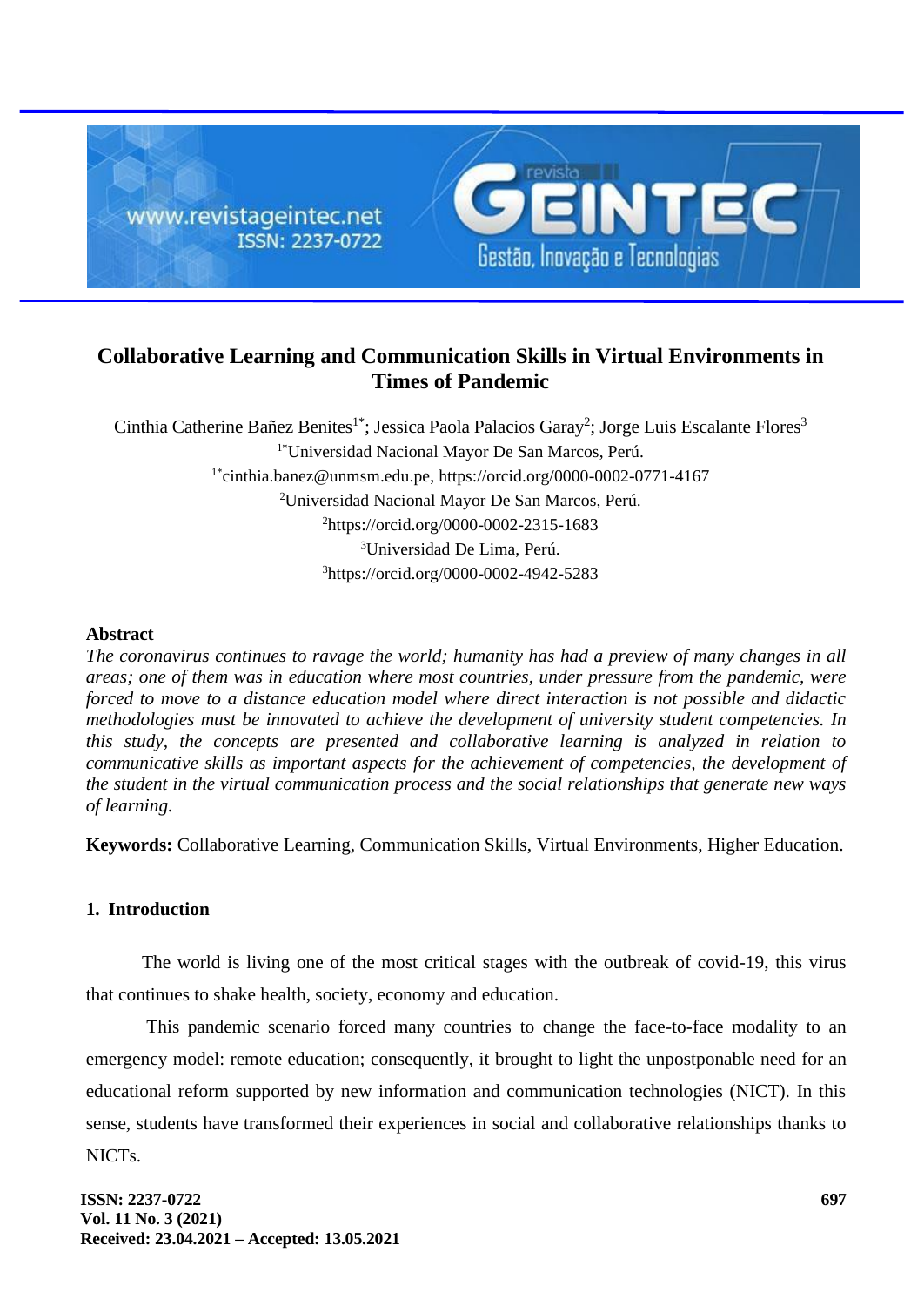# Collaborative Learning and Communication Skills in Virtual Environments in Times of Pandemic

Cinthia Catherine Bañez Benites[1*]; Jessica Paola Palacios Garay[2]; Jorge Luis Escalante Flores[3]

[1*]Universidad Nacional Mayor De San Marcos, Perú.

[1*]cinthia.banez@unmsm.edu.pe, https://orcid.org/0000-0002-0771-4167

[2]Universidad Nacional Mayor De San Marcos, Perú.

[2]https://orcid.org/0000-0002-2315-1683

[3]Universidad De Lima, Perú.

[3]https://orcid.org/0000-0002-4942-5283

## Abstract

*The coronavirus continues to ravage the world; humanity has had a preview of many changes in all areas; one of them was in education where most countries, under pressure from the pandemic, were forced to move to a distance education model where direct interaction is not possible and didactic methodologies must be innovated to achieve the development of university student competencies. In this study, the concepts are presented and collaborative learning is analyzed in relation to communicative skills as important aspects for the achievement of competencies, the development of the student in the virtual communication process and the social relationships that generate new ways of learning.*

**Keywords:** Collaborative Learning, Communication Skills, Virtual Environments, Higher Education.

## 1. Introduction

The world is living one of the most critical stages with the outbreak of covid-19, this virus that continues to shake health, society, economy and education.

This pandemic scenario forced many countries to change the face-to-face modality to an emergency model: remote education; consequently, it brought to light the unpostponable need for an educational reform supported by new information and communication technologies (NICT). In this sense, students have transformed their experiences in social and collaborative relationships thanks to NICTs.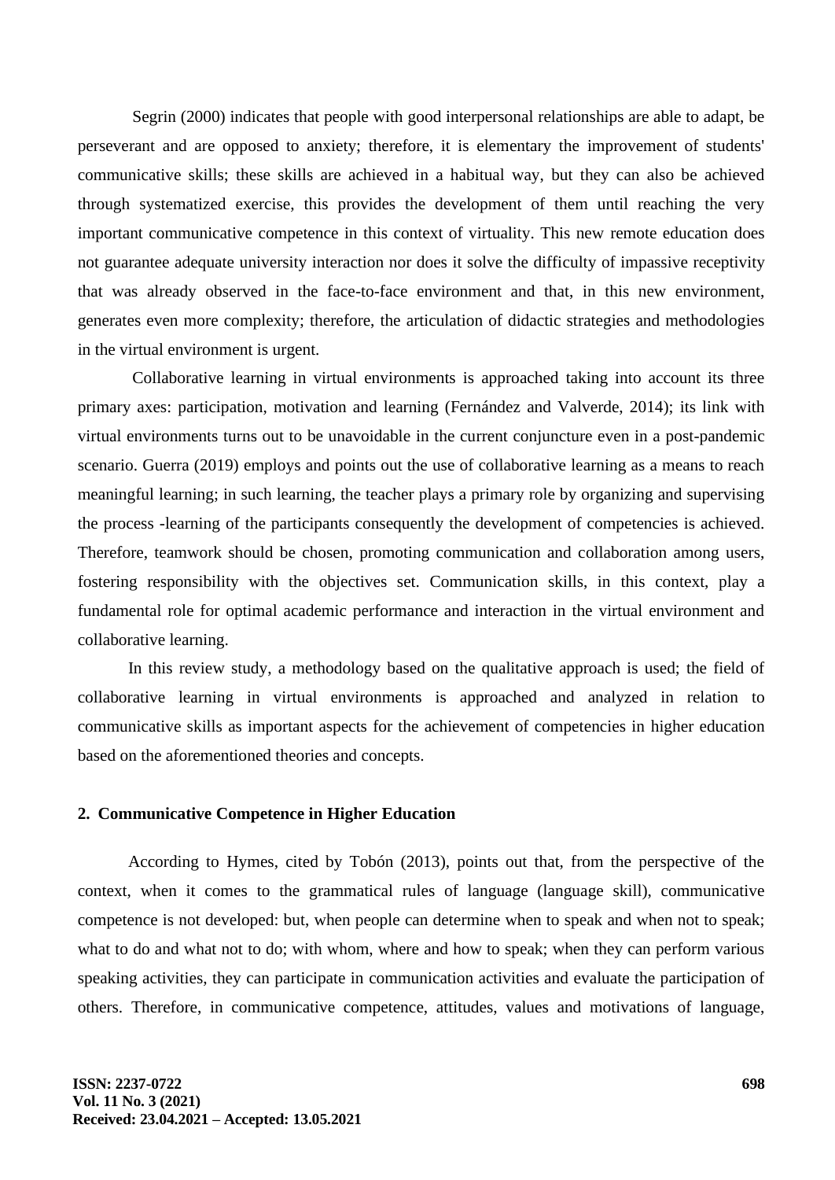Segrin (2000) indicates that people with good interpersonal relationships are able to adapt, be perseverant and are opposed to anxiety; therefore, it is elementary the improvement of students' communicative skills; these skills are achieved in a habitual way, but they can also be achieved through systematized exercise, this provides the development of them until reaching the very important communicative competence in this context of virtuality. This new remote education does not guarantee adequate university interaction nor does it solve the difficulty of impassive receptivity that was already observed in the face-to-face environment and that, in this new environment, generates even more complexity; therefore, the articulation of didactic strategies and methodologies in the virtual environment is urgent.

Collaborative learning in virtual environments is approached taking into account its three primary axes: participation, motivation and learning (Fernández and Valverde, 2014); its link with virtual environments turns out to be unavoidable in the current conjuncture even in a post-pandemic scenario. Guerra (2019) employs and points out the use of collaborative learning as a means to reach meaningful learning; in such learning, the teacher plays a primary role by organizing and supervising the process -learning of the participants consequently the development of competencies is achieved. Therefore, teamwork should be chosen, promoting communication and collaboration among users, fostering responsibility with the objectives set. Communication skills, in this context, play a fundamental role for optimal academic performance and interaction in the virtual environment and collaborative learning.

In this review study, a methodology based on the qualitative approach is used; the field of collaborative learning in virtual environments is approached and analyzed in relation to communicative skills as important aspects for the achievement of competencies in higher education based on the aforementioned theories and concepts.

## 2. Communicative Competence in Higher Education

According to Hymes, cited by Tobón (2013), points out that, from the perspective of the context, when it comes to the grammatical rules of language (language skill), communicative competence is not developed: but, when people can determine when to speak and when not to speak; what to do and what not to do; with whom, where and how to speak; when they can perform various speaking activities, they can participate in communication activities and evaluate the participation of others. Therefore, in communicative competence, attitudes, values and motivations of language,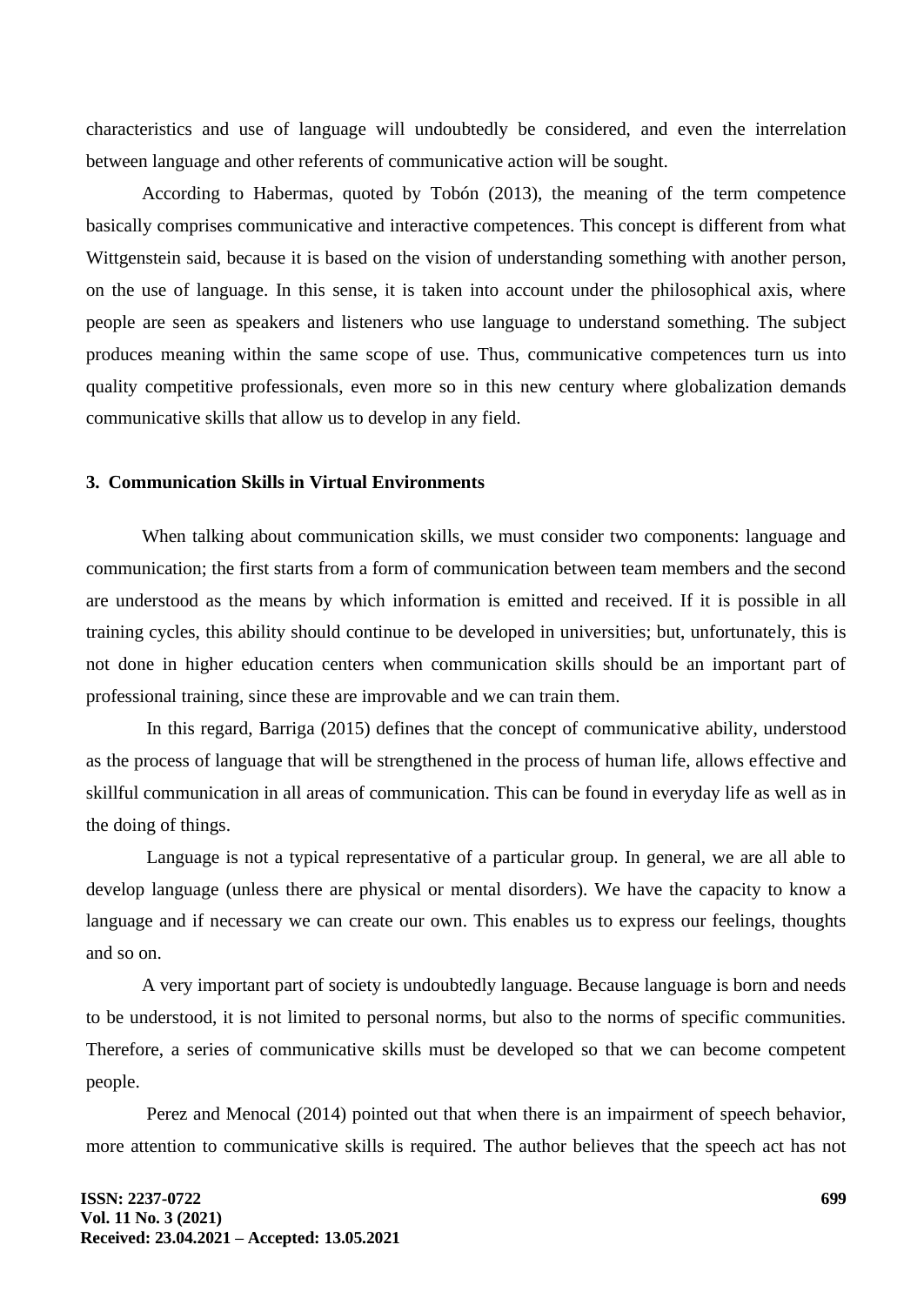characteristics and use of language will undoubtedly be considered, and even the interrelation between language and other referents of communicative action will be sought.

According to Habermas, quoted by Tobón (2013), the meaning of the term competence basically comprises communicative and interactive competences. This concept is different from what Wittgenstein said, because it is based on the vision of understanding something with another person, on the use of language. In this sense, it is taken into account under the philosophical axis, where people are seen as speakers and listeners who use language to understand something. The subject produces meaning within the same scope of use. Thus, communicative competences turn us into quality competitive professionals, even more so in this new century where globalization demands communicative skills that allow us to develop in any field.

### 3. Communication Skills in Virtual Environments

When talking about communication skills, we must consider two components: language and communication; the first starts from a form of communication between team members and the second are understood as the means by which information is emitted and received. If it is possible in all training cycles, this ability should continue to be developed in universities; but, unfortunately, this is not done in higher education centers when communication skills should be an important part of professional training, since these are improvable and we can train them.

In this regard, Barriga (2015) defines that the concept of communicative ability, understood as the process of language that will be strengthened in the process of human life, allows effective and skillful communication in all areas of communication. This can be found in everyday life as well as in the doing of things.

Language is not a typical representative of a particular group. In general, we are all able to develop language (unless there are physical or mental disorders). We have the capacity to know a language and if necessary we can create our own. This enables us to express our feelings, thoughts and so on.

A very important part of society is undoubtedly language. Because language is born and needs to be understood, it is not limited to personal norms, but also to the norms of specific communities. Therefore, a series of communicative skills must be developed so that we can become competent people.

Perez and Menocal (2014) pointed out that when there is an impairment of speech behavior, more attention to communicative skills is required. The author believes that the speech act has not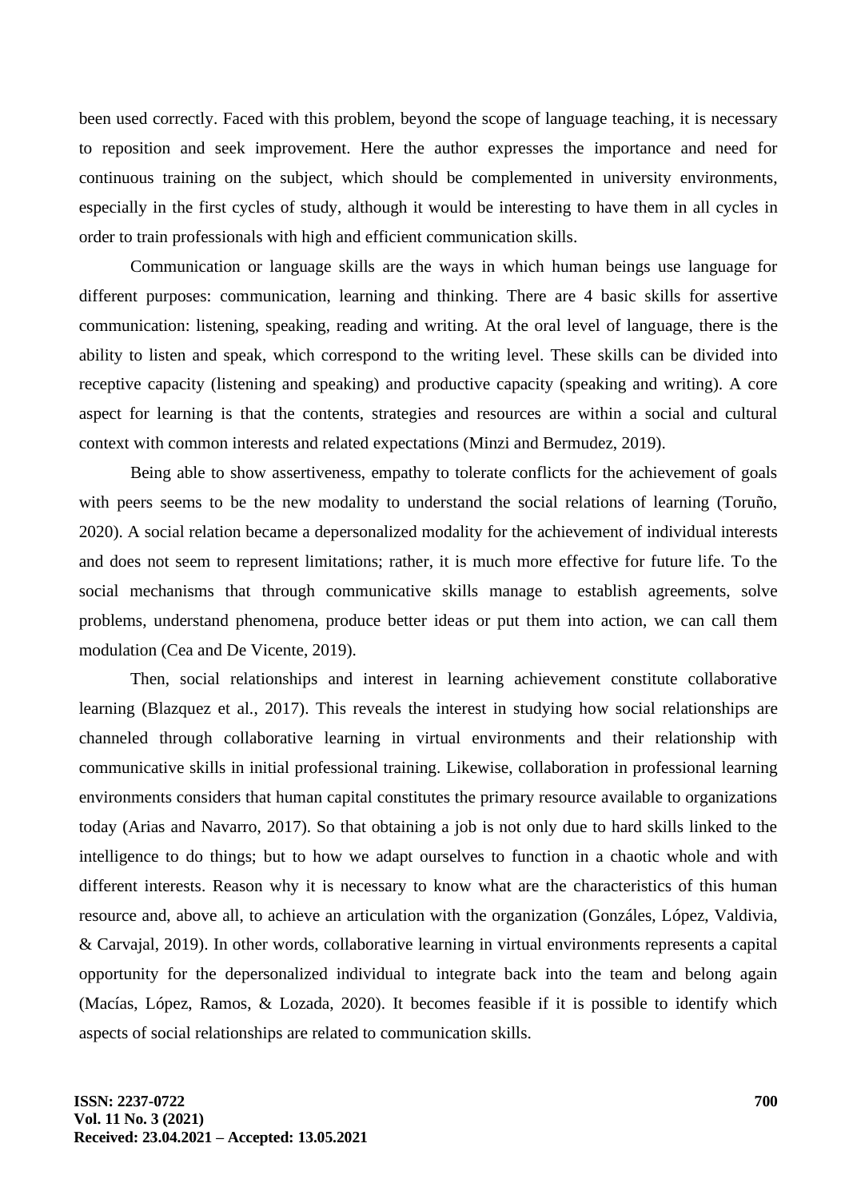been used correctly. Faced with this problem, beyond the scope of language teaching, it is necessary to reposition and seek improvement. Here the author expresses the importance and need for continuous training on the subject, which should be complemented in university environments, especially in the first cycles of study, although it would be interesting to have them in all cycles in order to train professionals with high and efficient communication skills.

Communication or language skills are the ways in which human beings use language for different purposes: communication, learning and thinking. There are 4 basic skills for assertive communication: listening, speaking, reading and writing. At the oral level of language, there is the ability to listen and speak, which correspond to the writing level. These skills can be divided into receptive capacity (listening and speaking) and productive capacity (speaking and writing). A core aspect for learning is that the contents, strategies and resources are within a social and cultural context with common interests and related expectations (Minzi and Bermudez, 2019).

Being able to show assertiveness, empathy to tolerate conflicts for the achievement of goals with peers seems to be the new modality to understand the social relations of learning (Toruño, 2020). A social relation became a depersonalized modality for the achievement of individual interests and does not seem to represent limitations; rather, it is much more effective for future life. To the social mechanisms that through communicative skills manage to establish agreements, solve problems, understand phenomena, produce better ideas or put them into action, we can call them modulation (Cea and De Vicente, 2019).

Then, social relationships and interest in learning achievement constitute collaborative learning (Blazquez et al., 2017). This reveals the interest in studying how social relationships are channeled through collaborative learning in virtual environments and their relationship with communicative skills in initial professional training. Likewise, collaboration in professional learning environments considers that human capital constitutes the primary resource available to organizations today (Arias and Navarro, 2017). So that obtaining a job is not only due to hard skills linked to the intelligence to do things; but to how we adapt ourselves to function in a chaotic whole and with different interests. Reason why it is necessary to know what are the characteristics of this human resource and, above all, to achieve an articulation with the organization (Gonzáles, López, Valdivia, & Carvajal, 2019). In other words, collaborative learning in virtual environments represents a capital opportunity for the depersonalized individual to integrate back into the team and belong again (Macías, López, Ramos, & Lozada, 2020). It becomes feasible if it is possible to identify which aspects of social relationships are related to communication skills.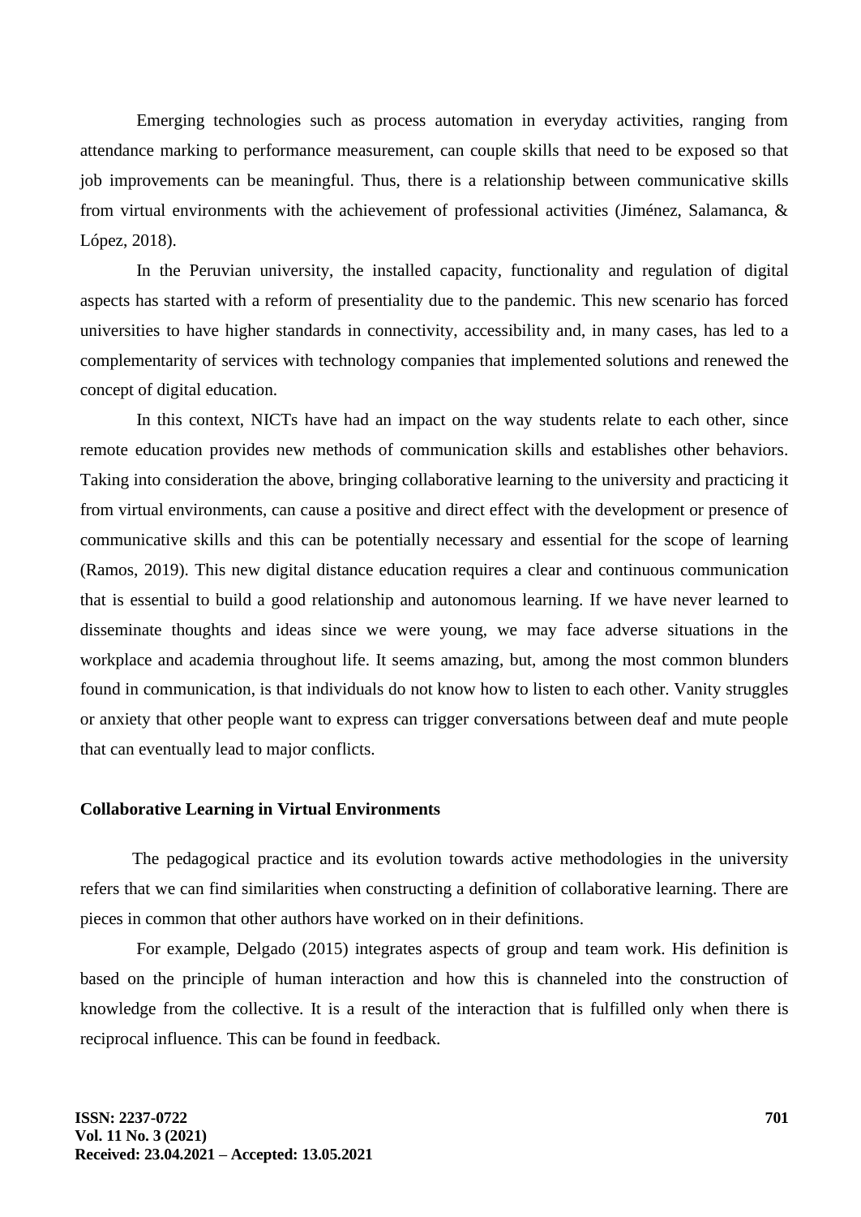Emerging technologies such as process automation in everyday activities, ranging from attendance marking to performance measurement, can couple skills that need to be exposed so that job improvements can be meaningful. Thus, there is a relationship between communicative skills from virtual environments with the achievement of professional activities (Jiménez, Salamanca, & López, 2018).

In the Peruvian university, the installed capacity, functionality and regulation of digital aspects has started with a reform of presentiality due to the pandemic. This new scenario has forced universities to have higher standards in connectivity, accessibility and, in many cases, has led to a complementarity of services with technology companies that implemented solutions and renewed the concept of digital education.

In this context, NICTs have had an impact on the way students relate to each other, since remote education provides new methods of communication skills and establishes other behaviors. Taking into consideration the above, bringing collaborative learning to the university and practicing it from virtual environments, can cause a positive and direct effect with the development or presence of communicative skills and this can be potentially necessary and essential for the scope of learning (Ramos, 2019). This new digital distance education requires a clear and continuous communication that is essential to build a good relationship and autonomous learning. If we have never learned to disseminate thoughts and ideas since we were young, we may face adverse situations in the workplace and academia throughout life. It seems amazing, but, among the most common blunders found in communication, is that individuals do not know how to listen to each other. Vanity struggles or anxiety that other people want to express can trigger conversations between deaf and mute people that can eventually lead to major conflicts.

## Collaborative Learning in Virtual Environments

The pedagogical practice and its evolution towards active methodologies in the university refers that we can find similarities when constructing a definition of collaborative learning. There are pieces in common that other authors have worked on in their definitions.

For example, Delgado (2015) integrates aspects of group and team work. His definition is based on the principle of human interaction and how this is channeled into the construction of knowledge from the collective. It is a result of the interaction that is fulfilled only when there is reciprocal influence. This can be found in feedback.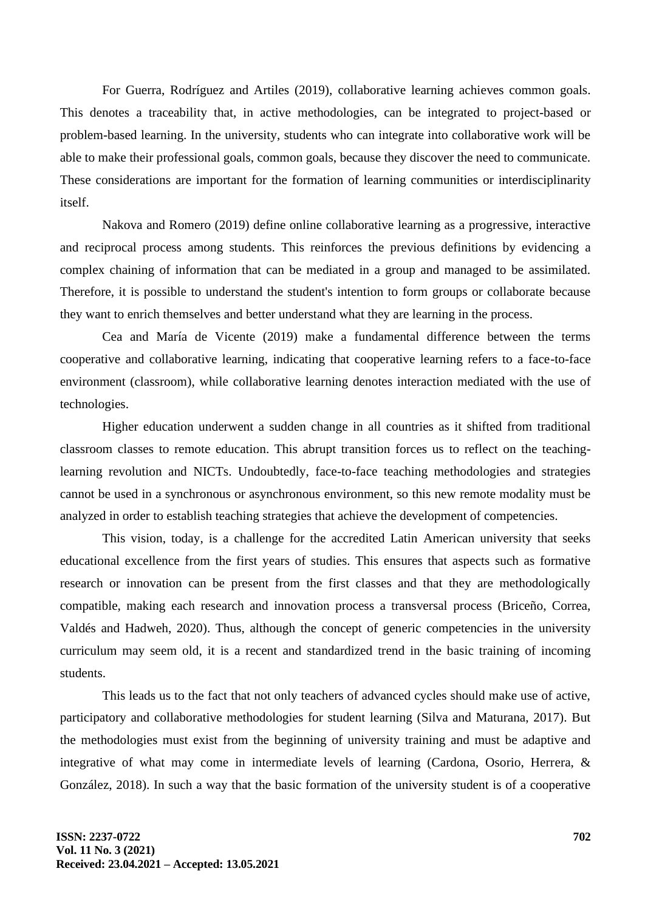For Guerra, Rodríguez and Artiles (2019), collaborative learning achieves common goals. This denotes a traceability that, in active methodologies, can be integrated to project-based or problem-based learning. In the university, students who can integrate into collaborative work will be able to make their professional goals, common goals, because they discover the need to communicate. These considerations are important for the formation of learning communities or interdisciplinarity itself.

Nakova and Romero (2019) define online collaborative learning as a progressive, interactive and reciprocal process among students. This reinforces the previous definitions by evidencing a complex chaining of information that can be mediated in a group and managed to be assimilated. Therefore, it is possible to understand the student's intention to form groups or collaborate because they want to enrich themselves and better understand what they are learning in the process.

Cea and María de Vicente (2019) make a fundamental difference between the terms cooperative and collaborative learning, indicating that cooperative learning refers to a face-to-face environment (classroom), while collaborative learning denotes interaction mediated with the use of technologies.

Higher education underwent a sudden change in all countries as it shifted from traditional classroom classes to remote education. This abrupt transition forces us to reflect on the teaching-learning revolution and NICTs. Undoubtedly, face-to-face teaching methodologies and strategies cannot be used in a synchronous or asynchronous environment, so this new remote modality must be analyzed in order to establish teaching strategies that achieve the development of competencies.

This vision, today, is a challenge for the accredited Latin American university that seeks educational excellence from the first years of studies. This ensures that aspects such as formative research or innovation can be present from the first classes and that they are methodologically compatible, making each research and innovation process a transversal process (Briceño, Correa, Valdés and Hadweh, 2020). Thus, although the concept of generic competencies in the university curriculum may seem old, it is a recent and standardized trend in the basic training of incoming students.

This leads us to the fact that not only teachers of advanced cycles should make use of active, participatory and collaborative methodologies for student learning (Silva and Maturana, 2017). But the methodologies must exist from the beginning of university training and must be adaptive and integrative of what may come in intermediate levels of learning (Cardona, Osorio, Herrera, & González, 2018). In such a way that the basic formation of the university student is of a cooperative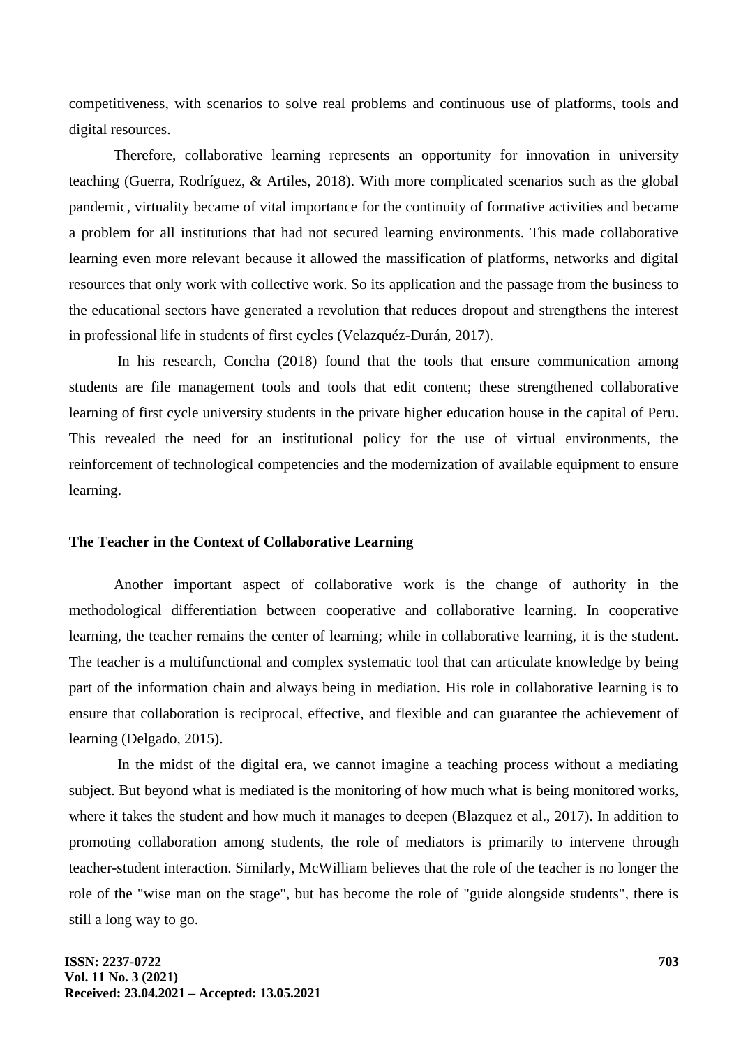competitiveness, with scenarios to solve real problems and continuous use of platforms, tools and digital resources.

Therefore, collaborative learning represents an opportunity for innovation in university teaching (Guerra, Rodríguez, & Artiles, 2018). With more complicated scenarios such as the global pandemic, virtuality became of vital importance for the continuity of formative activities and became a problem for all institutions that had not secured learning environments. This made collaborative learning even more relevant because it allowed the massification of platforms, networks and digital resources that only work with collective work. So its application and the passage from the business to the educational sectors have generated a revolution that reduces dropout and strengthens the interest in professional life in students of first cycles (Velazquéz-Durán, 2017).

In his research, Concha (2018) found that the tools that ensure communication among students are file management tools and tools that edit content; these strengthened collaborative learning of first cycle university students in the private higher education house in the capital of Peru. This revealed the need for an institutional policy for the use of virtual environments, the reinforcement of technological competencies and the modernization of available equipment to ensure learning.

## The Teacher in the Context of Collaborative Learning

Another important aspect of collaborative work is the change of authority in the methodological differentiation between cooperative and collaborative learning. In cooperative learning, the teacher remains the center of learning; while in collaborative learning, it is the student. The teacher is a multifunctional and complex systematic tool that can articulate knowledge by being part of the information chain and always being in mediation. His role in collaborative learning is to ensure that collaboration is reciprocal, effective, and flexible and can guarantee the achievement of learning (Delgado, 2015).

In the midst of the digital era, we cannot imagine a teaching process without a mediating subject. But beyond what is mediated is the monitoring of how much what is being monitored works, where it takes the student and how much it manages to deepen (Blazquez et al., 2017). In addition to promoting collaboration among students, the role of mediators is primarily to intervene through teacher-student interaction. Similarly, McWilliam believes that the role of the teacher is no longer the role of the "wise man on the stage", but has become the role of "guide alongside students", there is still a long way to go.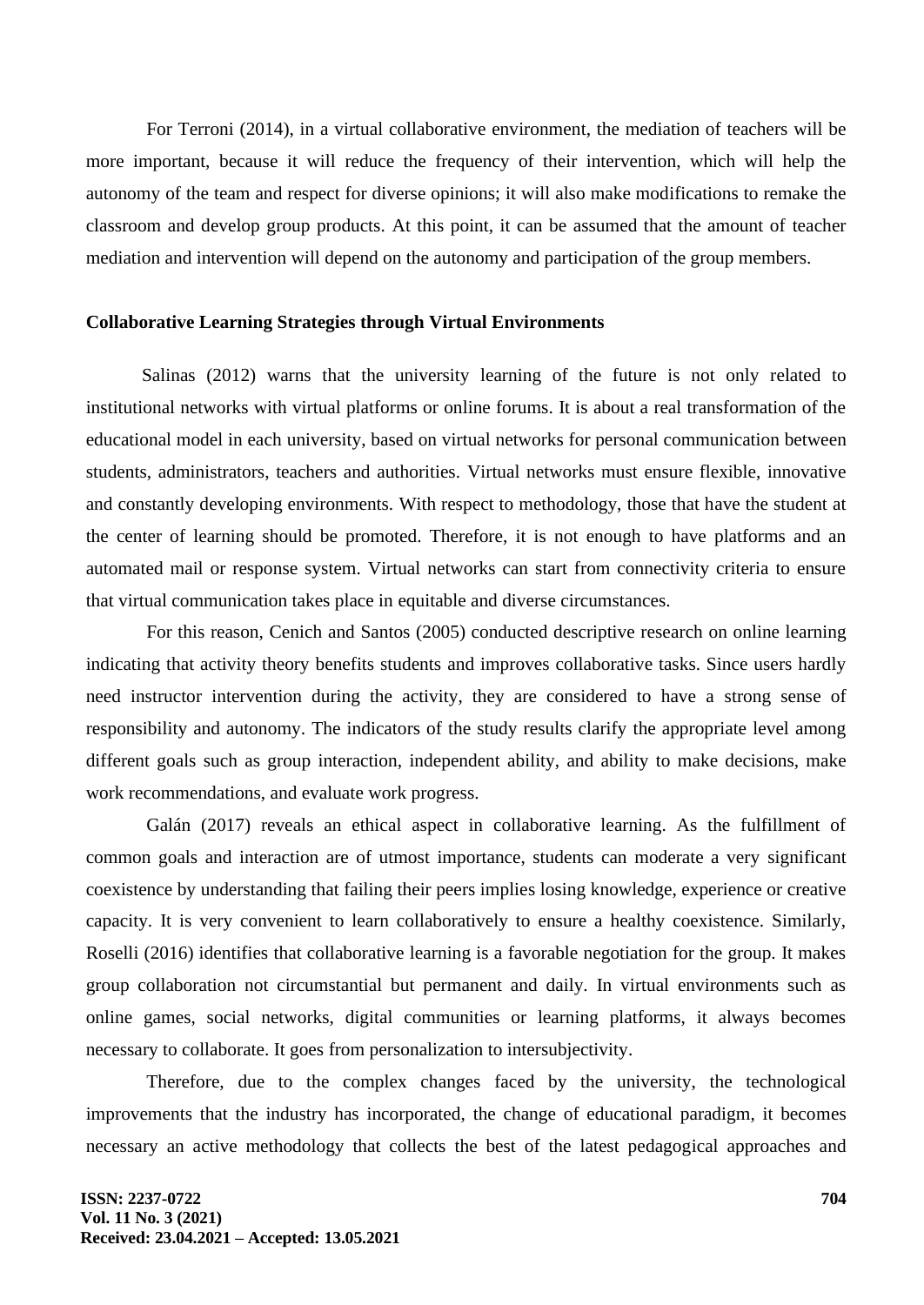For Terroni (2014), in a virtual collaborative environment, the mediation of teachers will be more important, because it will reduce the frequency of their intervention, which will help the autonomy of the team and respect for diverse opinions; it will also make modifications to remake the classroom and develop group products. At this point, it can be assumed that the amount of teacher mediation and intervention will depend on the autonomy and participation of the group members.

**Collaborative Learning Strategies through Virtual Environments**

Salinas (2012) warns that the university learning of the future is not only related to institutional networks with virtual platforms or online forums. It is about a real transformation of the educational model in each university, based on virtual networks for personal communication between students, administrators, teachers and authorities. Virtual networks must ensure flexible, innovative and constantly developing environments. With respect to methodology, those that have the student at the center of learning should be promoted. Therefore, it is not enough to have platforms and an automated mail or response system. Virtual networks can start from connectivity criteria to ensure that virtual communication takes place in equitable and diverse circumstances.

For this reason, Cenich and Santos (2005) conducted descriptive research on online learning indicating that activity theory benefits students and improves collaborative tasks. Since users hardly need instructor intervention during the activity, they are considered to have a strong sense of responsibility and autonomy. The indicators of the study results clarify the appropriate level among different goals such as group interaction, independent ability, and ability to make decisions, make work recommendations, and evaluate work progress.

Galán (2017) reveals an ethical aspect in collaborative learning. As the fulfillment of common goals and interaction are of utmost importance, students can moderate a very significant coexistence by understanding that failing their peers implies losing knowledge, experience or creative capacity. It is very convenient to learn collaboratively to ensure a healthy coexistence. Similarly, Roselli (2016) identifies that collaborative learning is a favorable negotiation for the group. It makes group collaboration not circumstantial but permanent and daily. In virtual environments such as online games, social networks, digital communities or learning platforms, it always becomes necessary to collaborate. It goes from personalization to intersubjectivity.

Therefore, due to the complex changes faced by the university, the technological improvements that the industry has incorporated, the change of educational paradigm, it becomes necessary an active methodology that collects the best of the latest pedagogical approaches and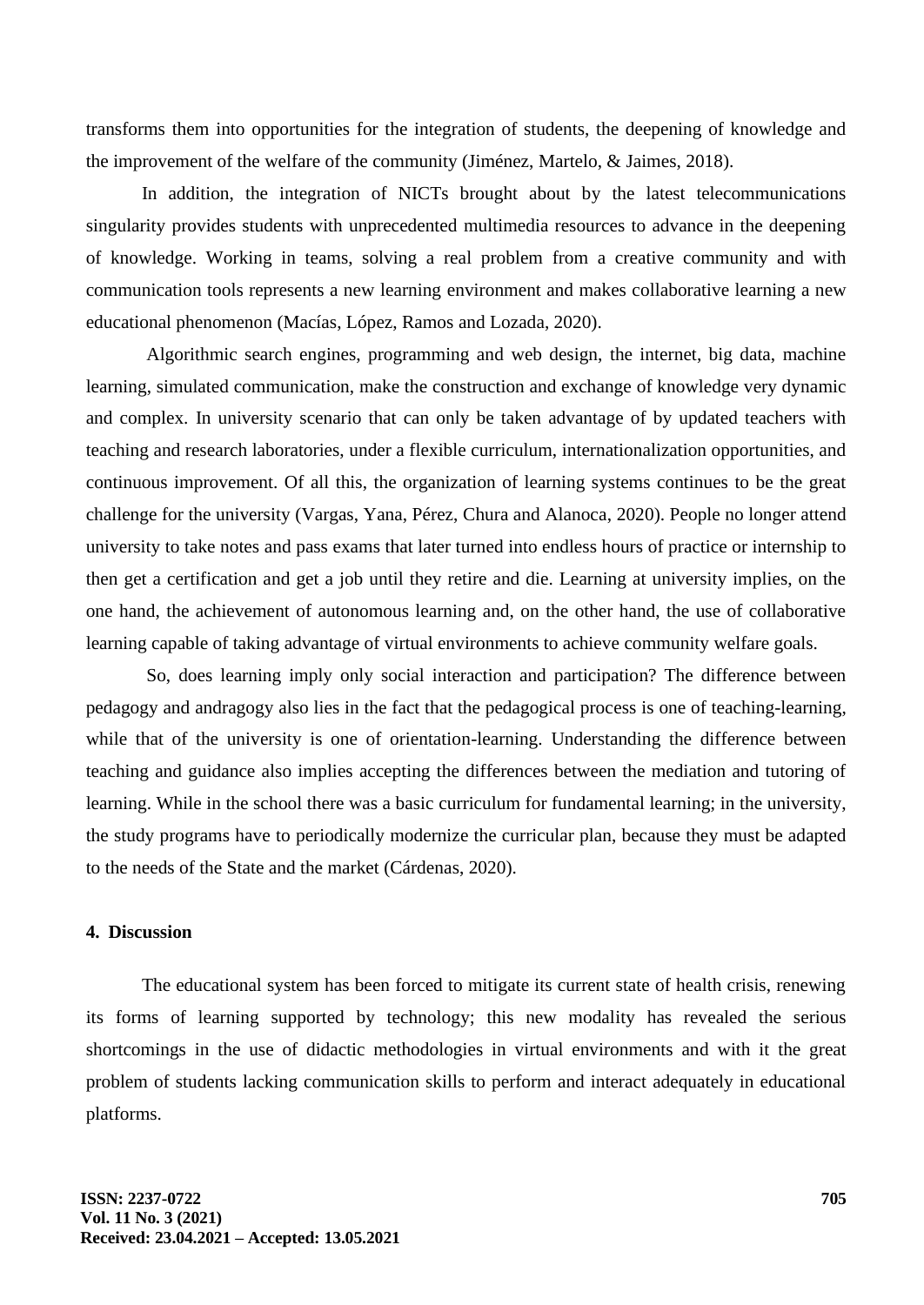transforms them into opportunities for the integration of students, the deepening of knowledge and the improvement of the welfare of the community (Jiménez, Martelo, & Jaimes, 2018).

In addition, the integration of NICTs brought about by the latest telecommunications singularity provides students with unprecedented multimedia resources to advance in the deepening of knowledge. Working in teams, solving a real problem from a creative community and with communication tools represents a new learning environment and makes collaborative learning a new educational phenomenon (Macías, López, Ramos and Lozada, 2020).

Algorithmic search engines, programming and web design, the internet, big data, machine learning, simulated communication, make the construction and exchange of knowledge very dynamic and complex. In university scenario that can only be taken advantage of by updated teachers with teaching and research laboratories, under a flexible curriculum, internationalization opportunities, and continuous improvement. Of all this, the organization of learning systems continues to be the great challenge for the university (Vargas, Yana, Pérez, Chura and Alanoca, 2020). People no longer attend university to take notes and pass exams that later turned into endless hours of practice or internship to then get a certification and get a job until they retire and die. Learning at university implies, on the one hand, the achievement of autonomous learning and, on the other hand, the use of collaborative learning capable of taking advantage of virtual environments to achieve community welfare goals.

So, does learning imply only social interaction and participation? The difference between pedagogy and andragogy also lies in the fact that the pedagogical process is one of teaching-learning, while that of the university is one of orientation-learning. Understanding the difference between teaching and guidance also implies accepting the differences between the mediation and tutoring of learning. While in the school there was a basic curriculum for fundamental learning; in the university, the study programs have to periodically modernize the curricular plan, because they must be adapted to the needs of the State and the market (Cárdenas, 2020).

## 4. Discussion

The educational system has been forced to mitigate its current state of health crisis, renewing its forms of learning supported by technology; this new modality has revealed the serious shortcomings in the use of didactic methodologies in virtual environments and with it the great problem of students lacking communication skills to perform and interact adequately in educational platforms.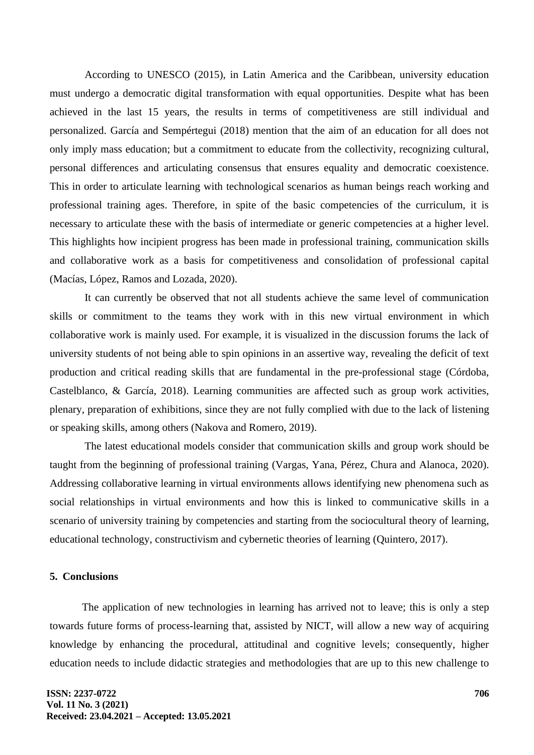According to UNESCO (2015), in Latin America and the Caribbean, university education must undergo a democratic digital transformation with equal opportunities. Despite what has been achieved in the last 15 years, the results in terms of competitiveness are still individual and personalized. García and Sempértegui (2018) mention that the aim of an education for all does not only imply mass education; but a commitment to educate from the collectivity, recognizing cultural, personal differences and articulating consensus that ensures equality and democratic coexistence. This in order to articulate learning with technological scenarios as human beings reach working and professional training ages. Therefore, in spite of the basic competencies of the curriculum, it is necessary to articulate these with the basis of intermediate or generic competencies at a higher level. This highlights how incipient progress has been made in professional training, communication skills and collaborative work as a basis for competitiveness and consolidation of professional capital (Macías, López, Ramos and Lozada, 2020).

It can currently be observed that not all students achieve the same level of communication skills or commitment to the teams they work with in this new virtual environment in which collaborative work is mainly used. For example, it is visualized in the discussion forums the lack of university students of not being able to spin opinions in an assertive way, revealing the deficit of text production and critical reading skills that are fundamental in the pre-professional stage (Córdoba, Castelblanco, & García, 2018). Learning communities are affected such as group work activities, plenary, preparation of exhibitions, since they are not fully complied with due to the lack of listening or speaking skills, among others (Nakova and Romero, 2019).

The latest educational models consider that communication skills and group work should be taught from the beginning of professional training (Vargas, Yana, Pérez, Chura and Alanoca, 2020). Addressing collaborative learning in virtual environments allows identifying new phenomena such as social relationships in virtual environments and how this is linked to communicative skills in a scenario of university training by competencies and starting from the sociocultural theory of learning, educational technology, constructivism and cybernetic theories of learning (Quintero, 2017).

## 5. Conclusions

The application of new technologies in learning has arrived not to leave; this is only a step towards future forms of process-learning that, assisted by NICT, will allow a new way of acquiring knowledge by enhancing the procedural, attitudinal and cognitive levels; consequently, higher education needs to include didactic strategies and methodologies that are up to this new challenge to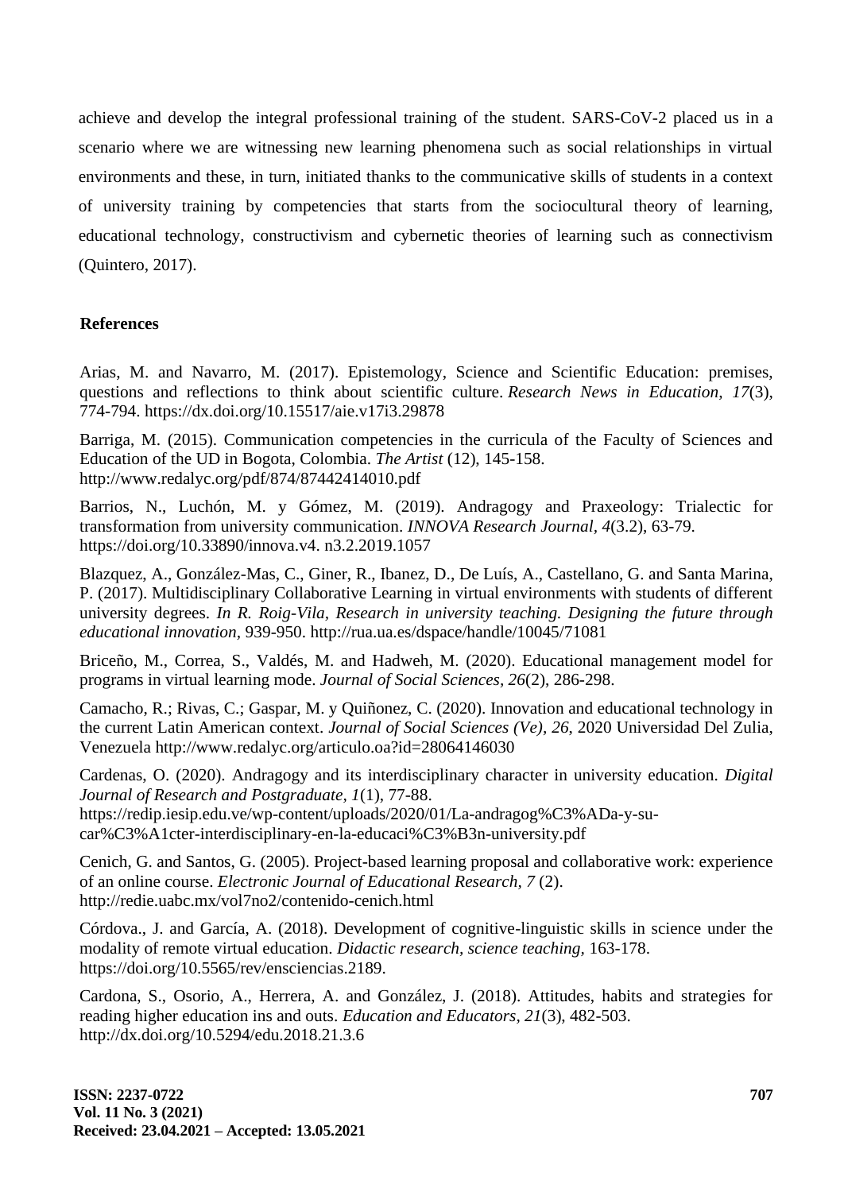achieve and develop the integral professional training of the student. SARS-CoV-2 placed us in a scenario where we are witnessing new learning phenomena such as social relationships in virtual environments and these, in turn, initiated thanks to the communicative skills of students in a context of university training by competencies that starts from the sociocultural theory of learning, educational technology, constructivism and cybernetic theories of learning such as connectivism (Quintero, 2017).

## References

Arias, M. and Navarro, M. (2017). Epistemology, Science and Scientific Education: premises, questions and reflections to think about scientific culture. *Research News in Education, 17*(3), 774-794. https://dx.doi.org/10.15517/aie.v17i3.29878

Barriga, M. (2015). Communication competencies in the curricula of the Faculty of Sciences and Education of the UD in Bogota, Colombia. *The Artist* (12), 145-158. http://www.redalyc.org/pdf/874/87442414010.pdf

Barrios, N., Luchón, M. y Gómez, M. (2019). Andragogy and Praxeology: Trialectic for transformation from university communication. *INNOVA Research Journal, 4*(3.2), 63-79. https://doi.org/10.33890/innova.v4. n3.2.2019.1057

Blazquez, A., González-Mas, C., Giner, R., Ibanez, D., De Luís, A., Castellano, G. and Santa Marina, P. (2017). Multidisciplinary Collaborative Learning in virtual environments with students of different university degrees. *In R. Roig-Vila, Research in university teaching. Designing the future through educational innovation*, 939-950. http://rua.ua.es/dspace/handle/10045/71081

Briceño, M., Correa, S., Valdés, M. and Hadweh, M. (2020). Educational management model for programs in virtual learning mode. *Journal of Social Sciences, 26*(2), 286-298.

Camacho, R.; Rivas, C.; Gaspar, M. y Quiñonez, C. (2020). Innovation and educational technology in the current Latin American context. *Journal of Social Sciences (Ve), 26*, 2020 Universidad Del Zulia, Venezuela http://www.redalyc.org/articulo.oa?id=28064146030

Cardenas, O. (2020). Andragogy and its interdisciplinary character in university education. *Digital Journal of Research and Postgraduate, 1*(1), 77-88. https://redip.iesip.edu.ve/wp-content/uploads/2020/01/La-andragog%C3%ADa-y-su-car%C3%A1cter-interdisciplinary-en-la-educaci%C3%B3n-university.pdf

Cenich, G. and Santos, G. (2005). Project-based learning proposal and collaborative work: experience of an online course. *Electronic Journal of Educational Research, 7* (2). http://redie.uabc.mx/vol7no2/contenido-cenich.html

Córdova., J. and García, A. (2018). Development of cognitive-linguistic skills in science under the modality of remote virtual education. *Didactic research, science teaching,* 163-178. https://doi.org/10.5565/rev/ensciencias.2189.

Cardona, S., Osorio, A., Herrera, A. and González, J. (2018). Attitudes, habits and strategies for reading higher education ins and outs. *Education and Educators, 21*(3), 482-503. http://dx.doi.org/10.5294/edu.2018.21.3.6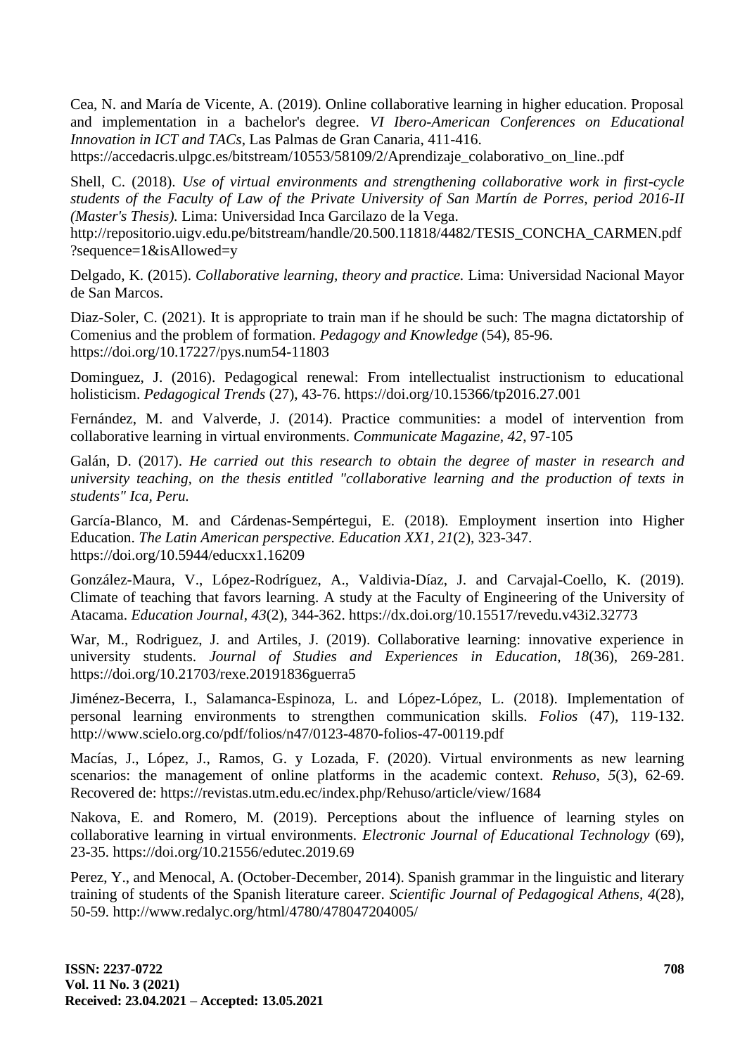Cea, N. and María de Vicente, A. (2019). Online collaborative learning in higher education. Proposal and implementation in a bachelor's degree. *VI Ibero-American Conferences on Educational Innovation in ICT and TACs*, Las Palmas de Gran Canaria, 411-416. https://accedacris.ulpgc.es/bitstream/10553/58109/2/Aprendizaje_colaborativo_on_line..pdf

Shell, C. (2018). *Use of virtual environments and strengthening collaborative work in first-cycle students of the Faculty of Law of the Private University of San Martín de Porres, period 2016-II (Master's Thesis).* Lima: Universidad Inca Garcilazo de la Vega. http://repositorio.uigv.edu.pe/bitstream/handle/20.500.11818/4482/TESIS_CONCHA_CARMEN.pdf?sequence=1&isAllowed=y

Delgado, K. (2015). *Collaborative learning, theory and practice.* Lima: Universidad Nacional Mayor de San Marcos.

Diaz-Soler, C. (2021). It is appropriate to train man if he should be such: The magna dictatorship of Comenius and the problem of formation. *Pedagogy and Knowledge* (54), 85-96. https://doi.org/10.17227/pys.num54-11803

Dominguez, J. (2016). Pedagogical renewal: From intellectualist instructionism to educational holisticism. *Pedagogical Trends* (27), 43-76. https://doi.org/10.15366/tp2016.27.001

Fernández, M. and Valverde, J. (2014). Practice communities: a model of intervention from collaborative learning in virtual environments. *Communicate Magazine, 42*, 97-105

Galán, D. (2017). *He carried out this research to obtain the degree of master in research and university teaching, on the thesis entitled "collaborative learning and the production of texts in students" Ica, Peru.*

García-Blanco, M. and Cárdenas-Sempértegui, E. (2018). Employment insertion into Higher Education. *The Latin American perspective. Education XX1, 21*(2), 323-347. https://doi.org/10.5944/educxx1.16209

González-Maura, V., López-Rodríguez, A., Valdivia-Díaz, J. and Carvajal-Coello, K. (2019). Climate of teaching that favors learning. A study at the Faculty of Engineering of the University of Atacama. *Education Journal*, *43*(2), 344-362. https://dx.doi.org/10.15517/revedu.v43i2.32773

War, M., Rodriguez, J. and Artiles, J. (2019). Collaborative learning: innovative experience in university students. *Journal of Studies and Experiences in Education, 18*(36), 269-281. https://doi.org/10.21703/rexe.20191836guerra5

Jiménez-Becerra, I., Salamanca-Espinoza, L. and López-López, L. (2018). Implementation of personal learning environments to strengthen communication skills. *Folios* (47), 119-132. http://www.scielo.org.co/pdf/folios/n47/0123-4870-folios-47-00119.pdf

Macías, J., López, J., Ramos, G. y Lozada, F. (2020). Virtual environments as new learning scenarios: the management of online platforms in the academic context. *Rehuso, 5*(3), 62-69. Recovered de: https://revistas.utm.edu.ec/index.php/Rehuso/article/view/1684

Nakova, E. and Romero, M. (2019). Perceptions about the influence of learning styles on collaborative learning in virtual environments. *Electronic Journal of Educational Technology* (69), 23-35. https://doi.org/10.21556/edutec.2019.69

Perez, Y., and Menocal, A. (October-December, 2014). Spanish grammar in the linguistic and literary training of students of the Spanish literature career. *Scientific Journal of Pedagogical Athens, 4*(28), 50-59. http://www.redalyc.org/html/4780/478047204005/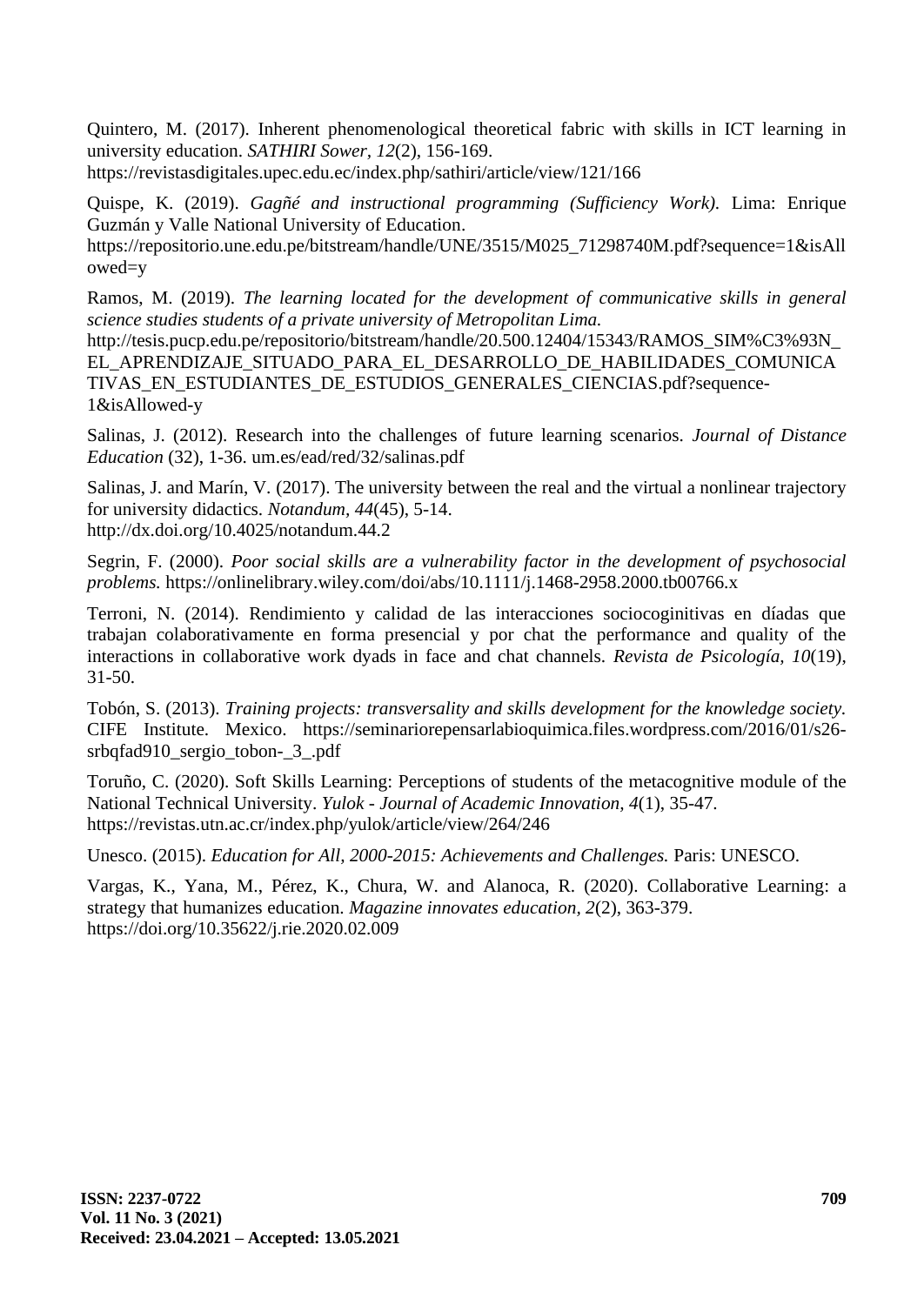Quintero, M. (2017). Inherent phenomenological theoretical fabric with skills in ICT learning in university education. *SATHIRI Sower, 12*(2), 156-169. https://revistasdigitales.upec.edu.ec/index.php/sathiri/article/view/121/166

Quispe, K. (2019). *Gagñé and instructional programming (Sufficiency Work).* Lima: Enrique Guzmán y Valle National University of Education. https://repositorio.une.edu.pe/bitstream/handle/UNE/3515/M025_71298740M.pdf?sequence=1&isAllowed=y

Ramos, M. (2019). *The learning located for the development of communicative skills in general science studies students of a private university of Metropolitan Lima.* http://tesis.pucp.edu.pe/repositorio/bitstream/handle/20.500.12404/15343/RAMOS_SIM%C3%93N_EL_APRENDIZAJE_SITUADO_PARA_EL_DESARROLLO_DE_HABILIDADES_COMUNICATIVAS_EN_ESTUDIANTES_DE_ESTUDIOS_GENERALES_CIENCIAS.pdf?sequence-1&isAllowed-y

Salinas, J. (2012). Research into the challenges of future learning scenarios. *Journal of Distance Education* (32), 1-36. um.es/ead/red/32/salinas.pdf

Salinas, J. and Marín, V. (2017). The university between the real and the virtual a nonlinear trajectory for university didactics. *Notandum, 44*(45), 5-14. http://dx.doi.org/10.4025/notandum.44.2

Segrin, F. (2000). *Poor social skills are a vulnerability factor in the development of psychosocial problems.* https://onlinelibrary.wiley.com/doi/abs/10.1111/j.1468-2958.2000.tb00766.x

Terroni, N. (2014). Rendimiento y calidad de las interacciones sociocoginitivas en díadas que trabajan colaborativamente en forma presencial y por chat the performance and quality of the interactions in collaborative work dyads in face and chat channels. *Revista de Psicología, 10*(19), 31-50.

Tobón, S. (2013). *Training projects: transversality and skills development for the knowledge society.* CIFE Institute. Mexico. https://seminariorepensarlabioquimica.files.wordpress.com/2016/01/s26-srbqfad910_sergio_tobon-_3_.pdf

Toruño, C. (2020). Soft Skills Learning: Perceptions of students of the metacognitive module of the National Technical University. *Yulok - Journal of Academic Innovation, 4*(1), 35-47. https://revistas.utn.ac.cr/index.php/yulok/article/view/264/246

Unesco. (2015). *Education for All, 2000-2015: Achievements and Challenges.* Paris: UNESCO.

Vargas, K., Yana, M., Pérez, K., Chura, W. and Alanoca, R. (2020). Collaborative Learning: a strategy that humanizes education. *Magazine innovates education, 2*(2), 363-379. https://doi.org/10.35622/j.rie.2020.02.009